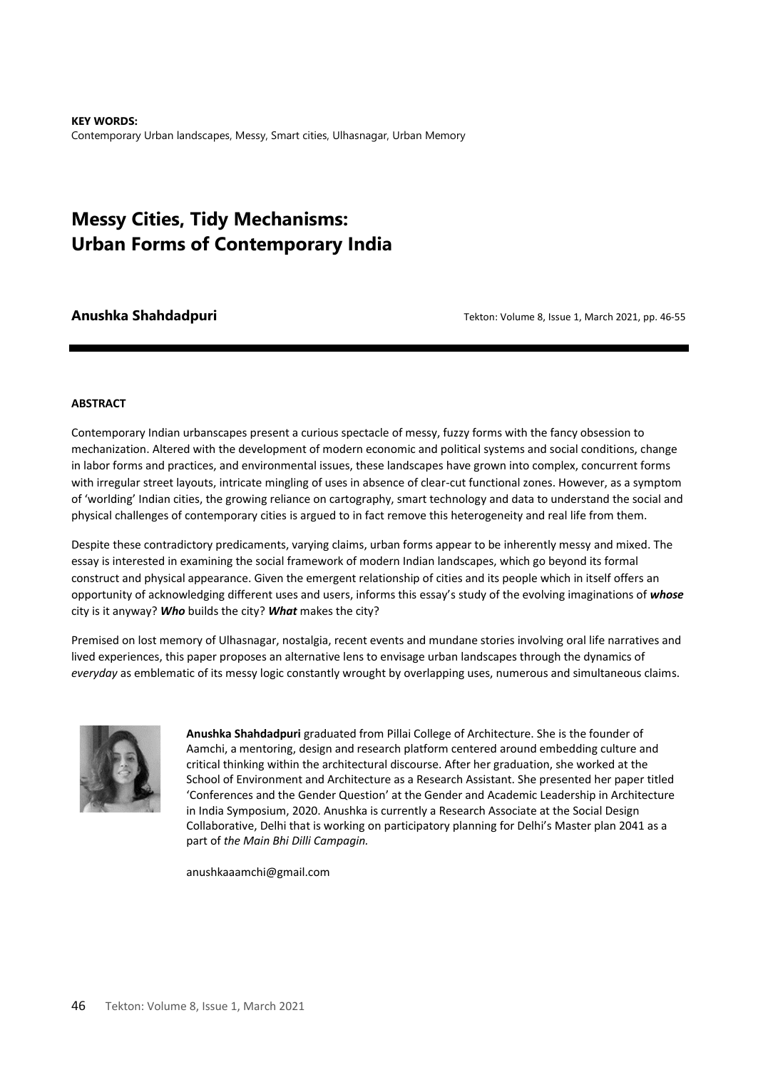**KEY WORDS:**
Contemporary Urban landscapes, Messy, Smart cities, Ulhasnagar, Urban Memory

# Messy Cities, Tidy Mechanisms: Urban Forms of Contemporary India

**Anushka Shahdadpuri**

Tekton: Volume 8, Issue 1, March 2021, pp. 46-55

**ABSTRACT**

Contemporary Indian urbanscapes present a curious spectacle of messy, fuzzy forms with the fancy obsession to mechanization. Altered with the development of modern economic and political systems and social conditions, change in labor forms and practices, and environmental issues, these landscapes have grown into complex, concurrent forms with irregular street layouts, intricate mingling of uses in absence of clear-cut functional zones. However, as a symptom of 'worlding' Indian cities, the growing reliance on cartography, smart technology and data to understand the social and physical challenges of contemporary cities is argued to in fact remove this heterogeneity and real life from them.

Despite these contradictory predicaments, varying claims, urban forms appear to be inherently messy and mixed. The essay is interested in examining the social framework of modern Indian landscapes, which go beyond its formal construct and physical appearance. Given the emergent relationship of cities and its people which in itself offers an opportunity of acknowledging different uses and users, informs this essay's study of the evolving imaginations of ***whose*** city is it anyway? ***Who*** builds the city? ***What*** makes the city?

Premised on lost memory of Ulhasnagar, nostalgia, recent events and mundane stories involving oral life narratives and lived experiences, this paper proposes an alternative lens to envisage urban landscapes through the dynamics of *everyday* as emblematic of its messy logic constantly wrought by overlapping uses, numerous and simultaneous claims.

**Anushka Shahdadpuri** graduated from Pillai College of Architecture. She is the founder of Aamchi, a mentoring, design and research platform centered around embedding culture and critical thinking within the architectural discourse. After her graduation, she worked at the School of Environment and Architecture as a Research Assistant. She presented her paper titled 'Conferences and the Gender Question' at the Gender and Academic Leadership in Architecture in India Symposium, 2020. Anushka is currently a Research Associate at the Social Design Collaborative, Delhi that is working on participatory planning for Delhi's Master plan 2041 as a part of *the Main Bhi Dilli Campagin.*

anushkaaamchi@gmail.com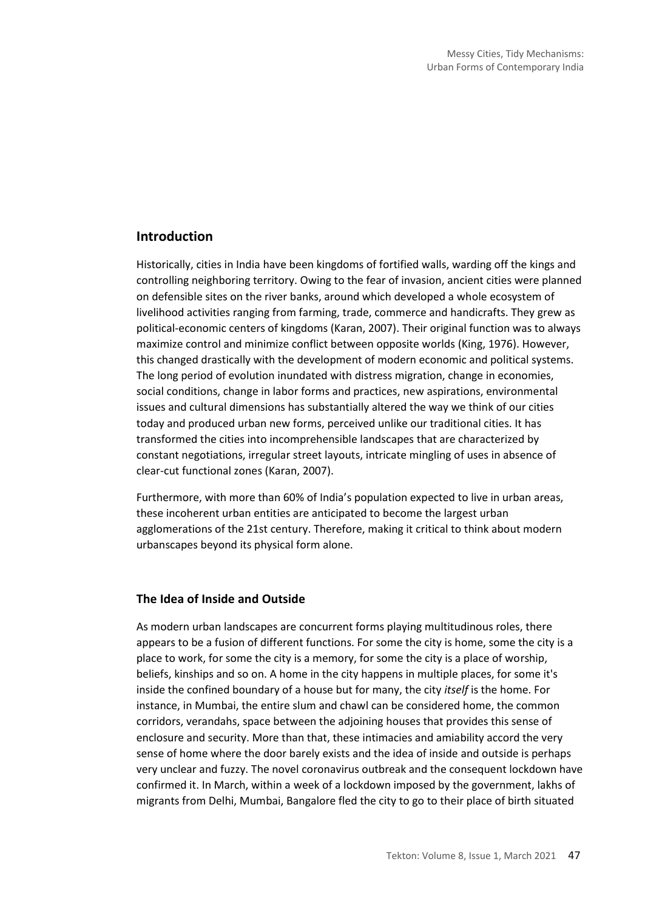## Introduction

Historically, cities in India have been kingdoms of fortified walls, warding off the kings and controlling neighboring territory. Owing to the fear of invasion, ancient cities were planned on defensible sites on the river banks, around which developed a whole ecosystem of livelihood activities ranging from farming, trade, commerce and handicrafts. They grew as political-economic centers of kingdoms (Karan, 2007). Their original function was to always maximize control and minimize conflict between opposite worlds (King, 1976). However, this changed drastically with the development of modern economic and political systems. The long period of evolution inundated with distress migration, change in economies, social conditions, change in labor forms and practices, new aspirations, environmental issues and cultural dimensions has substantially altered the way we think of our cities today and produced urban new forms, perceived unlike our traditional cities. It has transformed the cities into incomprehensible landscapes that are characterized by constant negotiations, irregular street layouts, intricate mingling of uses in absence of clear-cut functional zones (Karan, 2007).

Furthermore, with more than 60% of India's population expected to live in urban areas, these incoherent urban entities are anticipated to become the largest urban agglomerations of the 21st century. Therefore, making it critical to think about modern urbanscapes beyond its physical form alone.

### The Idea of Inside and Outside

As modern urban landscapes are concurrent forms playing multitudinous roles, there appears to be a fusion of different functions. For some the city is home, some the city is a place to work, for some the city is a memory, for some the city is a place of worship, beliefs, kinships and so on. A home in the city happens in multiple places, for some it's inside the confined boundary of a house but for many, the city *itself* is the home. For instance, in Mumbai, the entire slum and chawl can be considered home, the common corridors, verandahs, space between the adjoining houses that provides this sense of enclosure and security. More than that, these intimacies and amiability accord the very sense of home where the door barely exists and the idea of inside and outside is perhaps very unclear and fuzzy. The novel coronavirus outbreak and the consequent lockdown have confirmed it. In March, within a week of a lockdown imposed by the government, lakhs of migrants from Delhi, Mumbai, Bangalore fled the city to go to their place of birth situated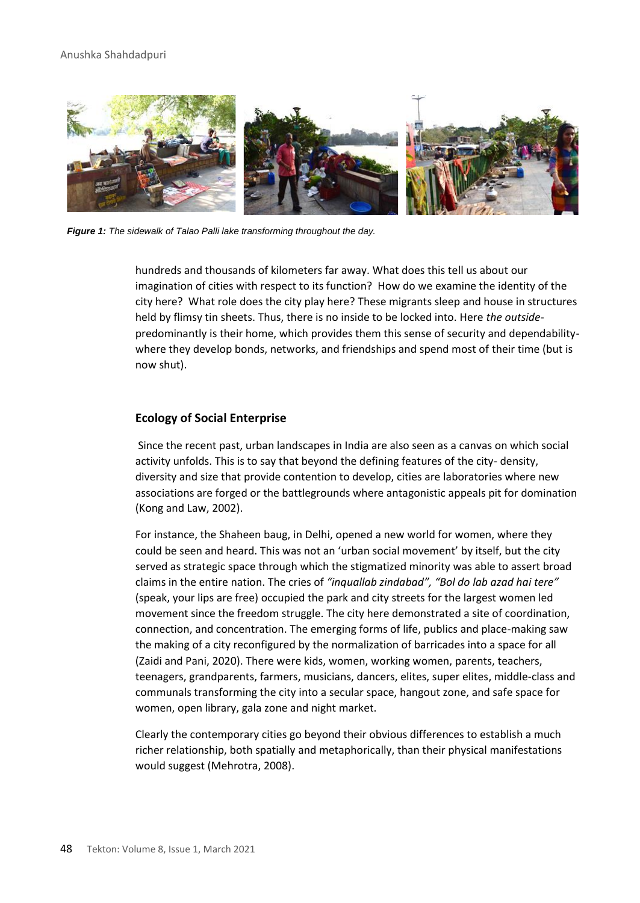*Figure 1: The sidewalk of Talao Palli lake transforming throughout the day.*

hundreds and thousands of kilometers far away. What does this tell us about our imagination of cities with respect to its function? How do we examine the identity of the city here? What role does the city play here? These migrants sleep and house in structures held by flimsy tin sheets. Thus, there is no inside to be locked into. Here *the outside*-predominantly is their home, which provides them this sense of security and dependability- where they develop bonds, networks, and friendships and spend most of their time (but is now shut).

## Ecology of Social Enterprise

Since the recent past, urban landscapes in India are also seen as a canvas on which social activity unfolds. This is to say that beyond the defining features of the city- density, diversity and size that provide contention to develop, cities are laboratories where new associations are forged or the battlegrounds where antagonistic appeals pit for domination (Kong and Law, 2002).

For instance, the Shaheen baug, in Delhi, opened a new world for women, where they could be seen and heard. This was not an 'urban social movement' by itself, but the city served as strategic space through which the stigmatized minority was able to assert broad claims in the entire nation. The cries of *"inquallab zindabad", "Bol do lab azad hai tere"* (speak, your lips are free) occupied the park and city streets for the largest women led movement since the freedom struggle. The city here demonstrated a site of coordination, connection, and concentration. The emerging forms of life, publics and place-making saw the making of a city reconfigured by the normalization of barricades into a space for all (Zaidi and Pani, 2020). There were kids, women, working women, parents, teachers, teenagers, grandparents, farmers, musicians, dancers, elites, super elites, middle-class and communals transforming the city into a secular space, hangout zone, and safe space for women, open library, gala zone and night market.

Clearly the contemporary cities go beyond their obvious differences to establish a much richer relationship, both spatially and metaphorically, than their physical manifestations would suggest (Mehrotra, 2008).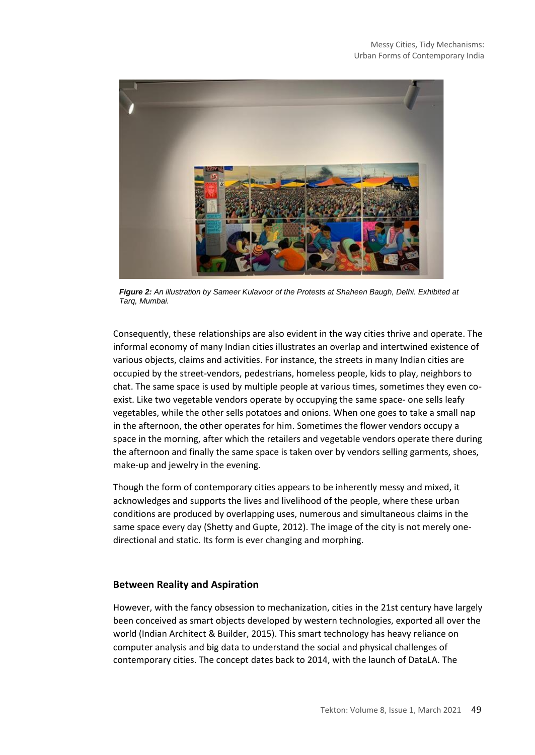*Figure 2: An illustration by Sameer Kulavoor of the Protests at Shaheen Baugh, Delhi. Exhibited at Tarq, Mumbai.*

Consequently, these relationships are also evident in the way cities thrive and operate. The informal economy of many Indian cities illustrates an overlap and intertwined existence of various objects, claims and activities. For instance, the streets in many Indian cities are occupied by the street-vendors, pedestrians, homeless people, kids to play, neighbors to chat. The same space is used by multiple people at various times, sometimes they even co-exist. Like two vegetable vendors operate by occupying the same space- one sells leafy vegetables, while the other sells potatoes and onions. When one goes to take a small nap in the afternoon, the other operates for him. Sometimes the flower vendors occupy a space in the morning, after which the retailers and vegetable vendors operate there during the afternoon and finally the same space is taken over by vendors selling garments, shoes, make-up and jewelry in the evening.

Though the form of contemporary cities appears to be inherently messy and mixed, it acknowledges and supports the lives and livelihood of the people, where these urban conditions are produced by overlapping uses, numerous and simultaneous claims in the same space every day (Shetty and Gupte, 2012). The image of the city is not merely one-directional and static. Its form is ever changing and morphing.

## Between Reality and Aspiration

However, with the fancy obsession to mechanization, cities in the 21st century have largely been conceived as smart objects developed by western technologies, exported all over the world (Indian Architect & Builder, 2015). This smart technology has heavy reliance on computer analysis and big data to understand the social and physical challenges of contemporary cities. The concept dates back to 2014, with the launch of DataLA. The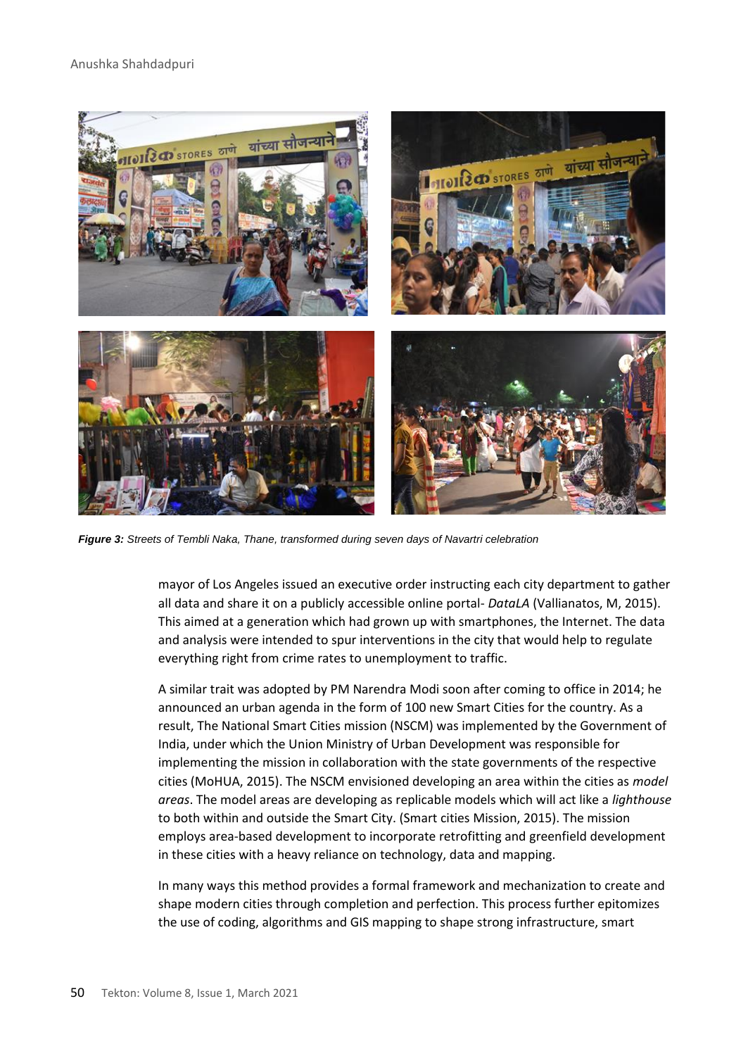*Figure 3: Streets of Tembli Naka, Thane, transformed during seven days of Navartri celebration*

mayor of Los Angeles issued an executive order instructing each city department to gather all data and share it on a publicly accessible online portal- *DataLA* (Vallianatos, M, 2015). This aimed at a generation which had grown up with smartphones, the Internet. The data and analysis were intended to spur interventions in the city that would help to regulate everything right from crime rates to unemployment to traffic.

A similar trait was adopted by PM Narendra Modi soon after coming to office in 2014; he announced an urban agenda in the form of 100 new Smart Cities for the country. As a result, The National Smart Cities mission (NSCM) was implemented by the Government of India, under which the Union Ministry of Urban Development was responsible for implementing the mission in collaboration with the state governments of the respective cities (MoHUA, 2015). The NSCM envisioned developing an area within the cities as *model areas*. The model areas are developing as replicable models which will act like a *lighthouse* to both within and outside the Smart City. (Smart cities Mission, 2015). The mission employs area-based development to incorporate retrofitting and greenfield development in these cities with a heavy reliance on technology, data and mapping.

In many ways this method provides a formal framework and mechanization to create and shape modern cities through completion and perfection. This process further epitomizes the use of coding, algorithms and GIS mapping to shape strong infrastructure, smart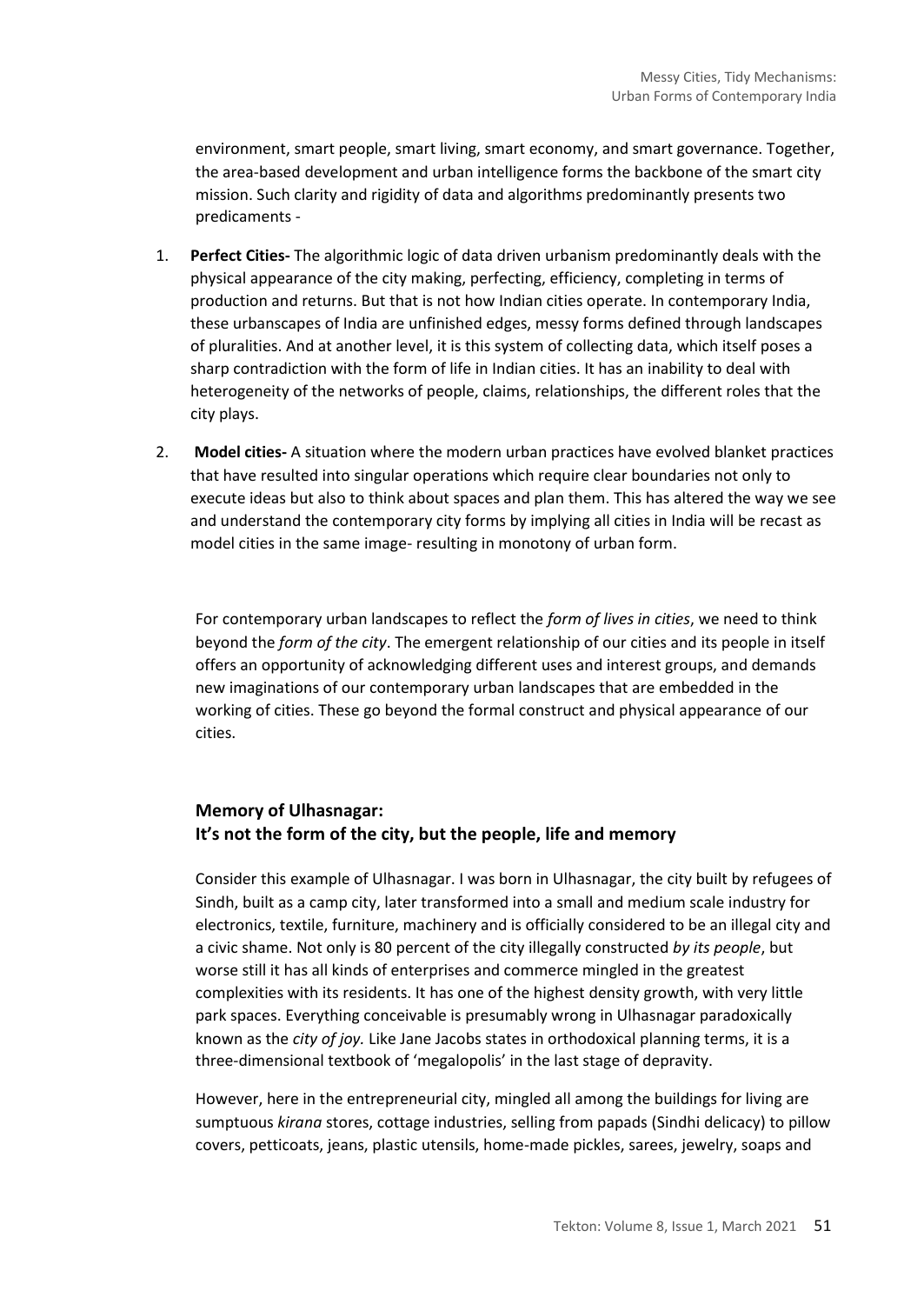environment, smart people, smart living, smart economy, and smart governance. Together, the area-based development and urban intelligence forms the backbone of the smart city mission. Such clarity and rigidity of data and algorithms predominantly presents two predicaments -

1. **Perfect Cities-** The algorithmic logic of data driven urbanism predominantly deals with the physical appearance of the city making, perfecting, efficiency, completing in terms of production and returns. But that is not how Indian cities operate. In contemporary India, these urbanscapes of India are unfinished edges, messy forms defined through landscapes of pluralities. And at another level, it is this system of collecting data, which itself poses a sharp contradiction with the form of life in Indian cities. It has an inability to deal with heterogeneity of the networks of people, claims, relationships, the different roles that the city plays.

2. **Model cities-** A situation where the modern urban practices have evolved blanket practices that have resulted into singular operations which require clear boundaries not only to execute ideas but also to think about spaces and plan them. This has altered the way we see and understand the contemporary city forms by implying all cities in India will be recast as model cities in the same image- resulting in monotony of urban form.

For contemporary urban landscapes to reflect the *form of lives in cities*, we need to think beyond the *form of the city*. The emergent relationship of our cities and its people in itself offers an opportunity of acknowledging different uses and interest groups, and demands new imaginations of our contemporary urban landscapes that are embedded in the working of cities. These go beyond the formal construct and physical appearance of our cities.

## Memory of Ulhasnagar:
## It's not the form of the city, but the people, life and memory

Consider this example of Ulhasnagar. I was born in Ulhasnagar, the city built by refugees of Sindh, built as a camp city, later transformed into a small and medium scale industry for electronics, textile, furniture, machinery and is officially considered to be an illegal city and a civic shame. Not only is 80 percent of the city illegally constructed *by its people*, but worse still it has all kinds of enterprises and commerce mingled in the greatest complexities with its residents. It has one of the highest density growth, with very little park spaces. Everything conceivable is presumably wrong in Ulhasnagar paradoxically known as the *city of joy.* Like Jane Jacobs states in orthodoxical planning terms, it is a three-dimensional textbook of 'megalopolis' in the last stage of depravity.

However, here in the entrepreneurial city, mingled all among the buildings for living are sumptuous *kirana* stores, cottage industries, selling from papads (Sindhi delicacy) to pillow covers, petticoats, jeans, plastic utensils, home-made pickles, sarees, jewelry, soaps and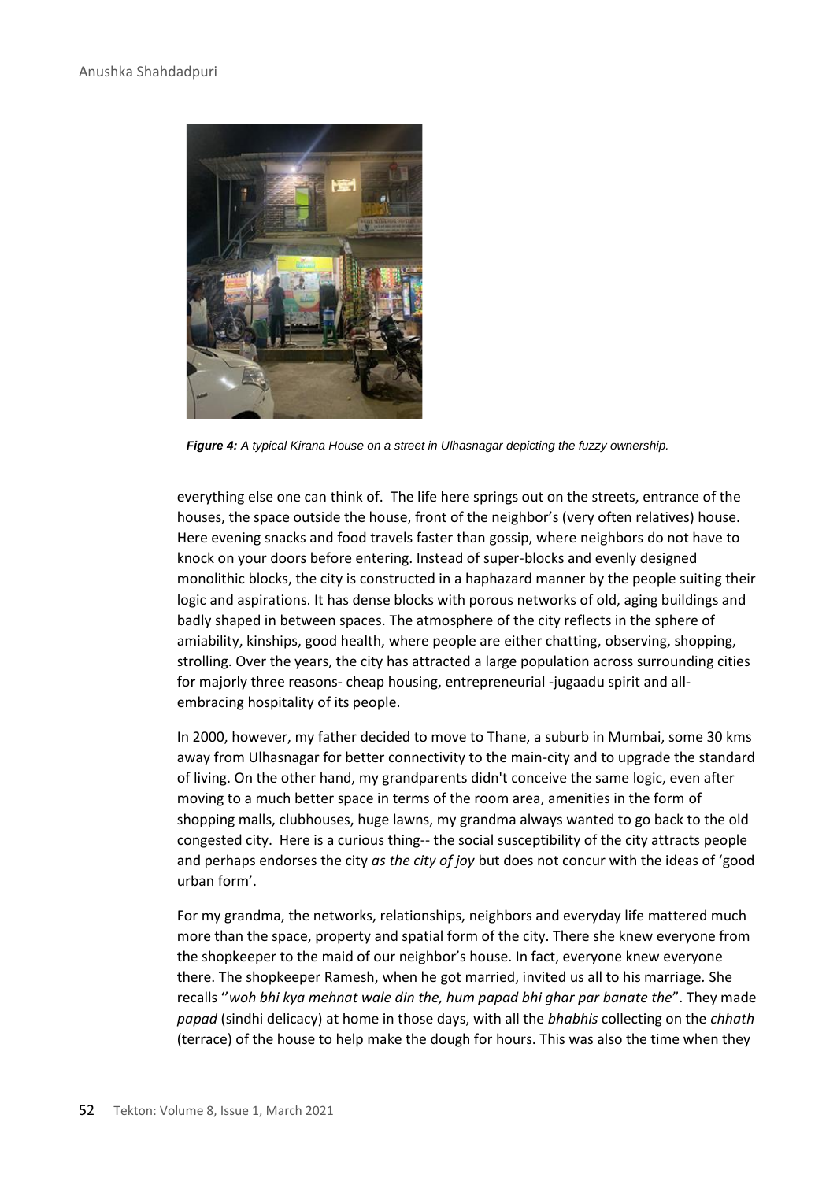*Figure 4: A typical Kirana House on a street in Ulhasnagar depicting the fuzzy ownership.*

everything else one can think of. The life here springs out on the streets, entrance of the houses, the space outside the house, front of the neighbor's (very often relatives) house. Here evening snacks and food travels faster than gossip, where neighbors do not have to knock on your doors before entering. Instead of super-blocks and evenly designed monolithic blocks, the city is constructed in a haphazard manner by the people suiting their logic and aspirations. It has dense blocks with porous networks of old, aging buildings and badly shaped in between spaces. The atmosphere of the city reflects in the sphere of amiability, kinships, good health, where people are either chatting, observing, shopping, strolling. Over the years, the city has attracted a large population across surrounding cities for majorly three reasons- cheap housing, entrepreneurial -jugaadu spirit and all-embracing hospitality of its people.

In 2000, however, my father decided to move to Thane, a suburb in Mumbai, some 30 kms away from Ulhasnagar for better connectivity to the main-city and to upgrade the standard of living. On the other hand, my grandparents didn't conceive the same logic, even after moving to a much better space in terms of the room area, amenities in the form of shopping malls, clubhouses, huge lawns, my grandma always wanted to go back to the old congested city. Here is a curious thing-- the social susceptibility of the city attracts people and perhaps endorses the city *as the city of joy* but does not concur with the ideas of 'good urban form'.

For my grandma, the networks, relationships, neighbors and everyday life mattered much more than the space, property and spatial form of the city. There she knew everyone from the shopkeeper to the maid of our neighbor's house. In fact, everyone knew everyone there. The shopkeeper Ramesh, when he got married, invited us all to his marriage. She recalls ''*woh bhi kya mehnat wale din the, hum papad bhi ghar par banate the*". They made *papad* (sindhi delicacy) at home in those days, with all the *bhabhis* collecting on the *chhath* (terrace) of the house to help make the dough for hours. This was also the time when they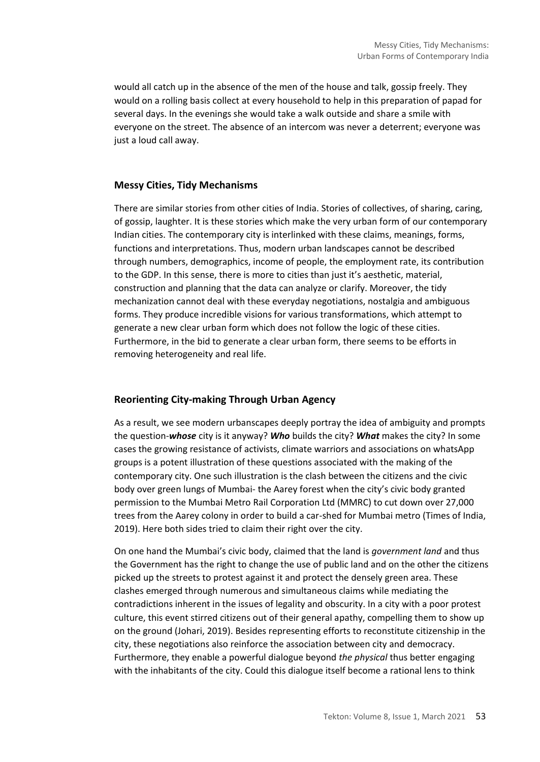would all catch up in the absence of the men of the house and talk, gossip freely. They would on a rolling basis collect at every household to help in this preparation of papad for several days. In the evenings she would take a walk outside and share a smile with everyone on the street. The absence of an intercom was never a deterrent; everyone was just a loud call away.

## Messy Cities, Tidy Mechanisms

There are similar stories from other cities of India. Stories of collectives, of sharing, caring, of gossip, laughter. It is these stories which make the very urban form of our contemporary Indian cities. The contemporary city is interlinked with these claims, meanings, forms, functions and interpretations. Thus, modern urban landscapes cannot be described through numbers, demographics, income of people, the employment rate, its contribution to the GDP. In this sense, there is more to cities than just it's aesthetic, material, construction and planning that the data can analyze or clarify. Moreover, the tidy mechanization cannot deal with these everyday negotiations, nostalgia and ambiguous forms. They produce incredible visions for various transformations, which attempt to generate a new clear urban form which does not follow the logic of these cities. Furthermore, in the bid to generate a clear urban form, there seems to be efforts in removing heterogeneity and real life.

## Reorienting City-making Through Urban Agency

As a result, we see modern urbanscapes deeply portray the idea of ambiguity and prompts the question-***whose*** city is it anyway? ***Who*** builds the city? ***What*** makes the city? In some cases the growing resistance of activists, climate warriors and associations on whatsApp groups is a potent illustration of these questions associated with the making of the contemporary city. One such illustration is the clash between the citizens and the civic body over green lungs of Mumbai- the Aarey forest when the city's civic body granted permission to the Mumbai Metro Rail Corporation Ltd (MMRC) to cut down over 27,000 trees from the Aarey colony in order to build a car-shed for Mumbai metro (Times of India, 2019). Here both sides tried to claim their right over the city.

On one hand the Mumbai's civic body, claimed that the land is *government land* and thus the Government has the right to change the use of public land and on the other the citizens picked up the streets to protest against it and protect the densely green area. These clashes emerged through numerous and simultaneous claims while mediating the contradictions inherent in the issues of legality and obscurity. In a city with a poor protest culture, this event stirred citizens out of their general apathy, compelling them to show up on the ground (Johari, 2019). Besides representing efforts to reconstitute citizenship in the city, these negotiations also reinforce the association between city and democracy. Furthermore, they enable a powerful dialogue beyond *the physical* thus better engaging with the inhabitants of the city. Could this dialogue itself become a rational lens to think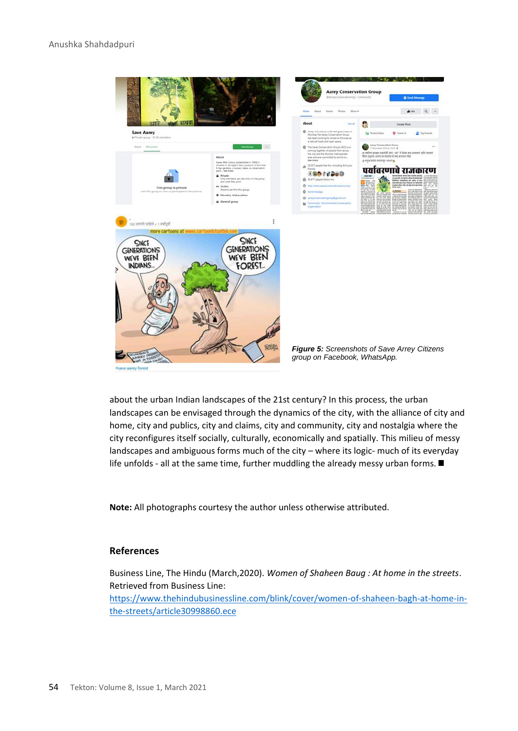*Figure 5: Screenshots of Save Arrey Citizens group on Facebook, WhatsApp.*

about the urban Indian landscapes of the 21st century? In this process, the urban landscapes can be envisaged through the dynamics of the city, with the alliance of city and home, city and publics, city and claims, city and community, city and nostalgia where the city reconfigures itself socially, culturally, economically and spatially. This milieu of messy landscapes and ambiguous forms much of the city – where its logic- much of its everyday life unfolds - all at the same time, further muddling the already messy urban forms. ■

**Note:** All photographs courtesy the author unless otherwise attributed.

## References

Business Line, The Hindu (March,2020). *Women of Shaheen Baug : At home in the streets*. Retrieved from Business Line: https://www.thehindubusinessline.com/blink/cover/women-of-shaheen-bagh-at-home-in-the-streets/article30998860.ece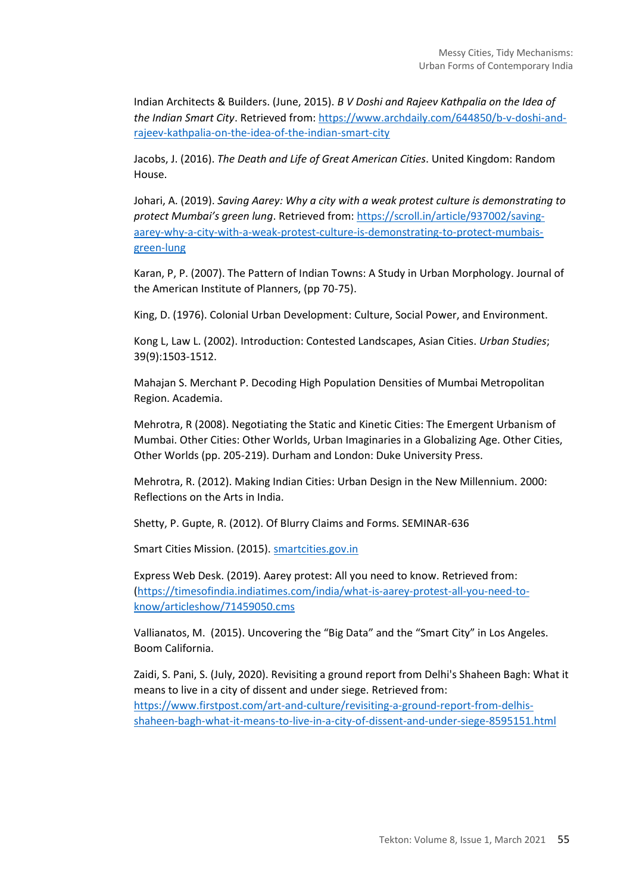Indian Architects & Builders. (June, 2015). *B V Doshi and Rajeev Kathpalia on the Idea of the Indian Smart City*. Retrieved from: https://www.archdaily.com/644850/b-v-doshi-and-rajeev-kathpalia-on-the-idea-of-the-indian-smart-city

Jacobs, J. (2016). *The Death and Life of Great American Cities*. United Kingdom: Random House.

Johari, A. (2019). *Saving Aarey: Why a city with a weak protest culture is demonstrating to protect Mumbai's green lung*. Retrieved from: https://scroll.in/article/937002/saving-aarey-why-a-city-with-a-weak-protest-culture-is-demonstrating-to-protect-mumbais-green-lung

Karan, P, P. (2007). The Pattern of Indian Towns: A Study in Urban Morphology. Journal of the American Institute of Planners, (pp 70-75).

King, D. (1976). Colonial Urban Development: Culture, Social Power, and Environment.

Kong L, Law L. (2002). Introduction: Contested Landscapes, Asian Cities. *Urban Studies*; 39(9):1503-1512.

Mahajan S. Merchant P. Decoding High Population Densities of Mumbai Metropolitan Region. Academia.

Mehrotra, R (2008). Negotiating the Static and Kinetic Cities: The Emergent Urbanism of Mumbai. Other Cities: Other Worlds, Urban Imaginaries in a Globalizing Age. Other Cities, Other Worlds (pp. 205-219). Durham and London: Duke University Press.

Mehrotra, R. (2012). Making Indian Cities: Urban Design in the New Millennium. 2000: Reflections on the Arts in India.

Shetty, P. Gupte, R. (2012). Of Blurry Claims and Forms. SEMINAR-636

Smart Cities Mission. (2015). smartcities.gov.in

Express Web Desk. (2019). Aarey protest: All you need to know. Retrieved from: (https://timesofindia.indiatimes.com/india/what-is-aarey-protest-all-you-need-to-know/articleshow/71459050.cms

Vallianatos, M. (2015). Uncovering the "Big Data" and the "Smart City" in Los Angeles. Boom California.

Zaidi, S. Pani, S. (July, 2020). Revisiting a ground report from Delhi's Shaheen Bagh: What it means to live in a city of dissent and under siege. Retrieved from: https://www.firstpost.com/art-and-culture/revisiting-a-ground-report-from-delhis-shaheen-bagh-what-it-means-to-live-in-a-city-of-dissent-and-under-siege-8595151.html